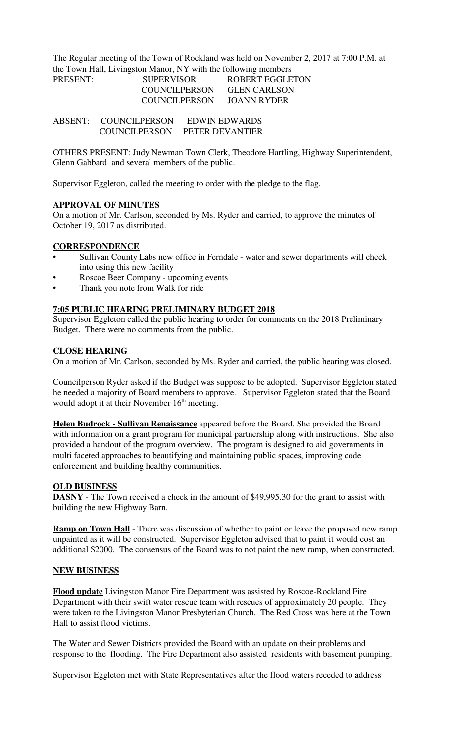The Regular meeting of the Town of Rockland was held on November 2, 2017 at 7:00 P.M. at the Town Hall, Livingston Manor, NY with the following members

| PRESENT: | SUPERVISOR | ROBERT EGGLETON |
|---|---|---|
| | COUNCILPERSON | GLEN CARLSON |
| | COUNCILPERSON | JOANN RYDER |

| ABSENT: | COUNCILPERSON | EDWIN EDWARDS |
|---|---|---|
| | COUNCILPERSON | PETER DEVANTIER |

OTHERS PRESENT: Judy Newman Town Clerk, Theodore Hartling, Highway Superintendent, Glenn Gabbard and several members of the public.

Supervisor Eggleton, called the meeting to order with the pledge to the flag.

**APPROVAL OF MINUTES**

On a motion of Mr. Carlson, seconded by Ms. Ryder and carried, to approve the minutes of October 19, 2017 as distributed.

**CORRESPONDENCE**

- Sullivan County Labs new office in Ferndale - water and sewer departments will check into using this new facility
- Roscoe Beer Company - upcoming events
- Thank you note from Walk for ride

**7:05 PUBLIC HEARING PRELIMINARY BUDGET 2018**

Supervisor Eggleton called the public hearing to order for comments on the 2018 Preliminary Budget. There were no comments from the public.

**CLOSE HEARING**

On a motion of Mr. Carlson, seconded by Ms. Ryder and carried, the public hearing was closed.

Councilperson Ryder asked if the Budget was suppose to be adopted. Supervisor Eggleton stated he needed a majority of Board members to approve. Supervisor Eggleton stated that the Board would adopt it at their November 16th meeting.

**Helen Budrock - Sullivan Renaissance** appeared before the Board. She provided the Board with information on a grant program for municipal partnership along with instructions. She also provided a handout of the program overview. The program is designed to aid governments in multi faceted approaches to beautifying and maintaining public spaces, improving code enforcement and building healthy communities.

**OLD BUSINESS**

**DASNY** - The Town received a check in the amount of $49,995.30 for the grant to assist with building the new Highway Barn.

**Ramp on Town Hall** - There was discussion of whether to paint or leave the proposed new ramp unpainted as it will be constructed. Supervisor Eggleton advised that to paint it would cost an additional $2000. The consensus of the Board was to not paint the new ramp, when constructed.

**NEW BUSINESS**

**Flood update** Livingston Manor Fire Department was assisted by Roscoe-Rockland Fire Department with their swift water rescue team with rescues of approximately 20 people. They were taken to the Livingston Manor Presbyterian Church. The Red Cross was here at the Town Hall to assist flood victims.

The Water and Sewer Districts provided the Board with an update on their problems and response to the flooding. The Fire Department also assisted residents with basement pumping.

Supervisor Eggleton met with State Representatives after the flood waters receded to address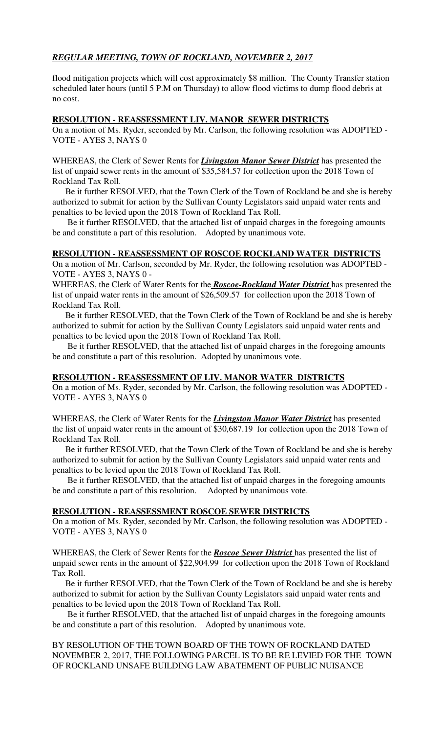flood mitigation projects which will cost approximately $8 million. The County Transfer station scheduled later hours (until 5 P.M on Thursday) to allow flood victims to dump flood debris at no cost.

**RESOLUTION - REASSESSMENT LIV. MANOR SEWER DISTRICTS**

On a motion of Ms. Ryder, seconded by Mr. Carlson, the following resolution was ADOPTED - VOTE - AYES 3, NAYS 0

WHEREAS, the Clerk of Sewer Rents for ***Livingston Manor Sewer District*** has presented the list of unpaid sewer rents in the amount of $35,584.57 for collection upon the 2018 Town of Rockland Tax Roll.

Be it further RESOLVED, that the Town Clerk of the Town of Rockland be and she is hereby authorized to submit for action by the Sullivan County Legislators said unpaid water rents and penalties to be levied upon the 2018 Town of Rockland Tax Roll.

Be it further RESOLVED, that the attached list of unpaid charges in the foregoing amounts be and constitute a part of this resolution. Adopted by unanimous vote.

**RESOLUTION - REASSESSMENT OF ROSCOE ROCKLAND WATER DISTRICTS**

On a motion of Mr. Carlson, seconded by Mr. Ryder, the following resolution was ADOPTED - VOTE - AYES 3, NAYS 0 -

WHEREAS, the Clerk of Water Rents for the ***Roscoe-Rockland Water District*** has presented the list of unpaid water rents in the amount of $26,509.57 for collection upon the 2018 Town of Rockland Tax Roll.

Be it further RESOLVED, that the Town Clerk of the Town of Rockland be and she is hereby authorized to submit for action by the Sullivan County Legislators said unpaid water rents and penalties to be levied upon the 2018 Town of Rockland Tax Roll.

Be it further RESOLVED, that the attached list of unpaid charges in the foregoing amounts be and constitute a part of this resolution. Adopted by unanimous vote.

**RESOLUTION - REASSESSMENT OF LIV. MANOR WATER DISTRICTS**

On a motion of Ms. Ryder, seconded by Mr. Carlson, the following resolution was ADOPTED - VOTE - AYES 3, NAYS 0

WHEREAS, the Clerk of Water Rents for the ***Livingston Manor Water District*** has presented the list of unpaid water rents in the amount of $30,687.19 for collection upon the 2018 Town of Rockland Tax Roll.

Be it further RESOLVED, that the Town Clerk of the Town of Rockland be and she is hereby authorized to submit for action by the Sullivan County Legislators said unpaid water rents and penalties to be levied upon the 2018 Town of Rockland Tax Roll.

Be it further RESOLVED, that the attached list of unpaid charges in the foregoing amounts be and constitute a part of this resolution. Adopted by unanimous vote.

**RESOLUTION - REASSESSMENT ROSCOE SEWER DISTRICTS**

On a motion of Ms. Ryder, seconded by Mr. Carlson, the following resolution was ADOPTED - VOTE - AYES 3, NAYS 0

WHEREAS, the Clerk of Sewer Rents for the ***Roscoe Sewer District*** has presented the list of unpaid sewer rents in the amount of $22,904.99 for collection upon the 2018 Town of Rockland Tax Roll.

Be it further RESOLVED, that the Town Clerk of the Town of Rockland be and she is hereby authorized to submit for action by the Sullivan County Legislators said unpaid water rents and penalties to be levied upon the 2018 Town of Rockland Tax Roll.

Be it further RESOLVED, that the attached list of unpaid charges in the foregoing amounts be and constitute a part of this resolution. Adopted by unanimous vote.

BY RESOLUTION OF THE TOWN BOARD OF THE TOWN OF ROCKLAND DATED NOVEMBER 2, 2017, THE FOLLOWING PARCEL IS TO BE RE LEVIED FOR THE TOWN OF ROCKLAND UNSAFE BUILDING LAW ABATEMENT OF PUBLIC NUISANCE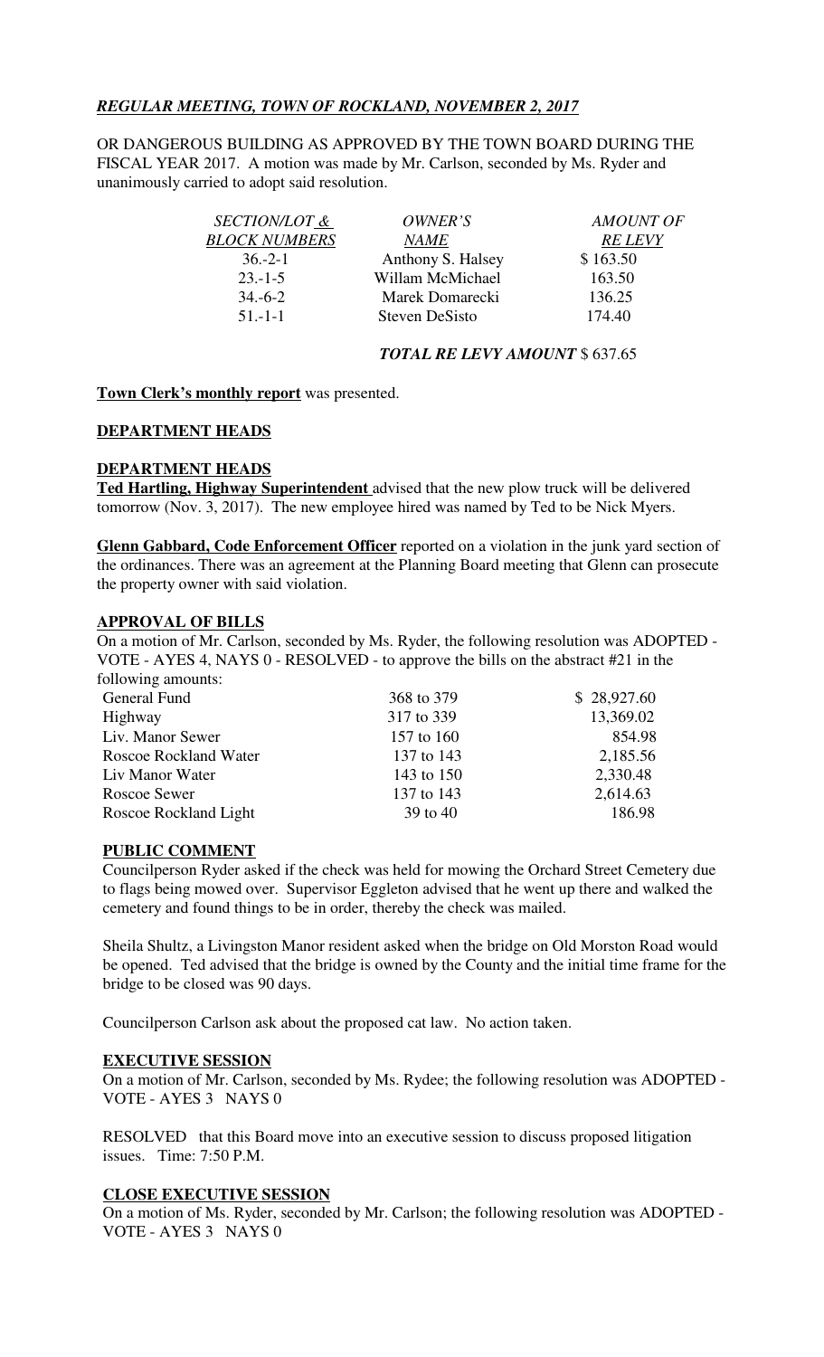***REGULAR MEETING, TOWN OF ROCKLAND, NOVEMBER 2, 2017***

OR DANGEROUS BUILDING AS APPROVED BY THE TOWN BOARD DURING THE FISCAL YEAR 2017. A motion was made by Mr. Carlson, seconded by Ms. Ryder and unanimously carried to adopt said resolution.

| *SECTION/LOT & BLOCK NUMBERS* | *OWNER'S NAME* | *AMOUNT OF RE LEVY* |
|---|---|---|
| 36.-2-1 | Anthony S. Halsey | $ 163.50 |
| 23.-1-5 | Willam McMichael | 163.50 |
| 34.-6-2 | Marek Domarecki | 136.25 |
| 51.-1-1 | Steven DeSisto | 174.40 |

***TOTAL RE LEVY AMOUNT*** $ 637.65

**Town Clerk's monthly report** was presented.

**DEPARTMENT HEADS**

**DEPARTMENT HEADS**

**Ted Hartling, Highway Superintendent** advised that the new plow truck will be delivered tomorrow (Nov. 3, 2017). The new employee hired was named by Ted to be Nick Myers.

**Glenn Gabbard, Code Enforcement Officer** reported on a violation in the junk yard section of the ordinances. There was an agreement at the Planning Board meeting that Glenn can prosecute the property owner with said violation.

**APPROVAL OF BILLS**

On a motion of Mr. Carlson, seconded by Ms. Ryder, the following resolution was ADOPTED - VOTE - AYES 4, NAYS 0 - RESOLVED - to approve the bills on the abstract #21 in the following amounts:

| | | |
|---|---|---|
| General Fund | 368 to 379 | $ 28,927.60 |
| Highway | 317 to 339 | 13,369.02 |
| Liv. Manor Sewer | 157 to 160 | 854.98 |
| Roscoe Rockland Water | 137 to 143 | 2,185.56 |
| Liv Manor Water | 143 to 150 | 2,330.48 |
| Roscoe Sewer | 137 to 143 | 2,614.63 |
| Roscoe Rockland Light | 39 to 40 | 186.98 |

**PUBLIC COMMENT**

Councilperson Ryder asked if the check was held for mowing the Orchard Street Cemetery due to flags being mowed over. Supervisor Eggleton advised that he went up there and walked the cemetery and found things to be in order, thereby the check was mailed.

Sheila Shultz, a Livingston Manor resident asked when the bridge on Old Morston Road would be opened. Ted advised that the bridge is owned by the County and the initial time frame for the bridge to be closed was 90 days.

Councilperson Carlson ask about the proposed cat law. No action taken.

**EXECUTIVE SESSION**

On a motion of Mr. Carlson, seconded by Ms. Rydee; the following resolution was ADOPTED - VOTE - AYES 3 NAYS 0

RESOLVED that this Board move into an executive session to discuss proposed litigation issues. Time: 7:50 P.M.

**CLOSE EXECUTIVE SESSION**

On a motion of Ms. Ryder, seconded by Mr. Carlson; the following resolution was ADOPTED - VOTE - AYES 3 NAYS 0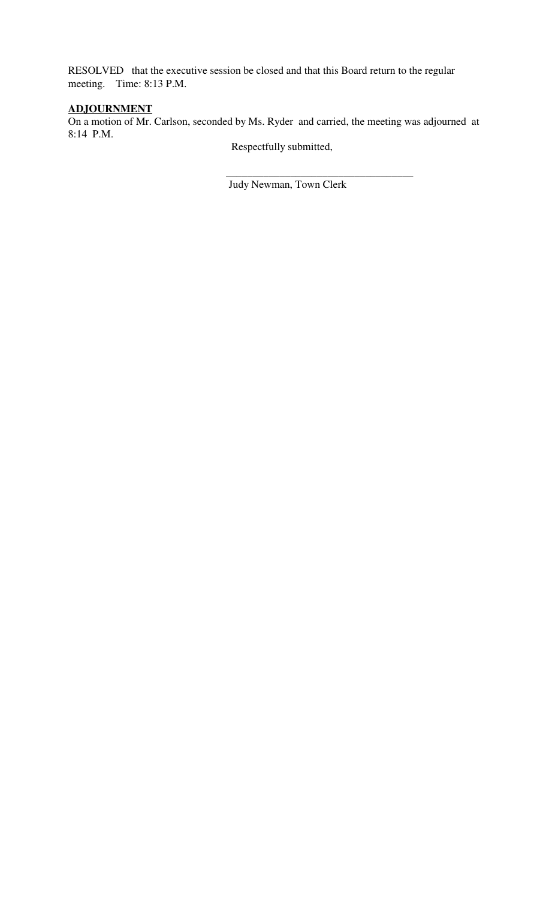RESOLVED that the executive session be closed and that this Board return to the regular meeting. Time: 8:13 P.M.

**ADJOURNMENT**

On a motion of Mr. Carlson, seconded by Ms. Ryder and carried, the meeting was adjourned at 8:14 P.M.

Respectfully submitted,

___________________________________

Judy Newman, Town Clerk